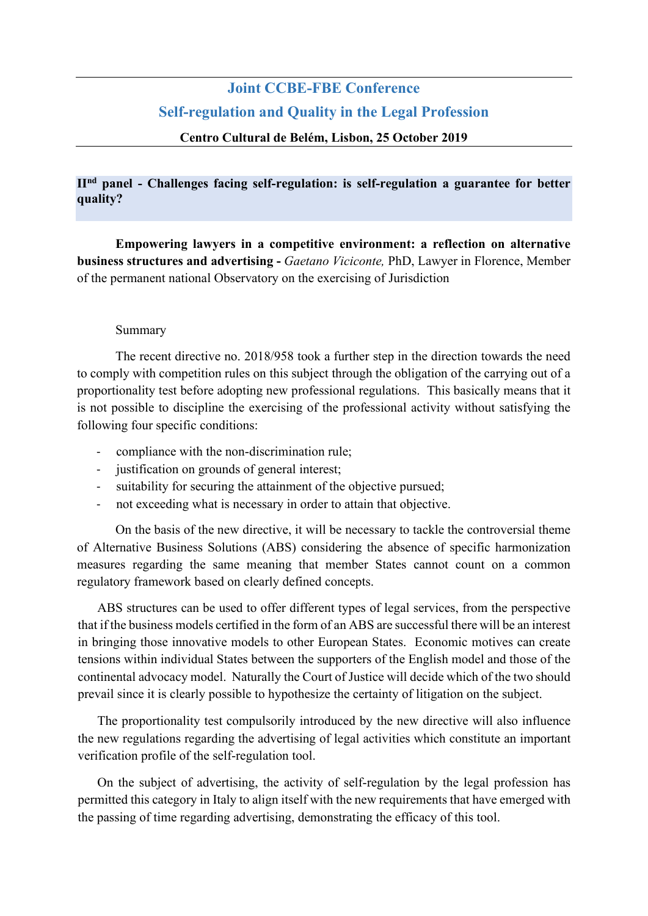# Joint CCBE-FBE Conference

## Self-regulation and Quality in the Legal Profession

**Centro Cultural de Belém, Lisbon, 25 October 2019**

---

**II[nd] panel - Challenges facing self-regulation: is self-regulation a guarantee for better quality?**

**Empowering lawyers in a competitive environment: a reflection on alternative business structures and advertising -** *Gaetano Viciconte,* PhD, Lawyer in Florence, Member of the permanent national Observatory on the exercising of Jurisdiction

Summary

The recent directive no. 2018/958 took a further step in the direction towards the need to comply with competition rules on this subject through the obligation of the carrying out of a proportionality test before adopting new professional regulations. This basically means that it is not possible to discipline the exercising of the professional activity without satisfying the following four specific conditions:

- compliance with the non-discrimination rule;
- justification on grounds of general interest;
- suitability for securing the attainment of the objective pursued;
- not exceeding what is necessary in order to attain that objective.

On the basis of the new directive, it will be necessary to tackle the controversial theme of Alternative Business Solutions (ABS) considering the absence of specific harmonization measures regarding the same meaning that member States cannot count on a common regulatory framework based on clearly defined concepts.

ABS structures can be used to offer different types of legal services, from the perspective that if the business models certified in the form of an ABS are successful there will be an interest in bringing those innovative models to other European States. Economic motives can create tensions within individual States between the supporters of the English model and those of the continental advocacy model. Naturally the Court of Justice will decide which of the two should prevail since it is clearly possible to hypothesize the certainty of litigation on the subject.

The proportionality test compulsorily introduced by the new directive will also influence the new regulations regarding the advertising of legal activities which constitute an important verification profile of the self-regulation tool.

On the subject of advertising, the activity of self-regulation by the legal profession has permitted this category in Italy to align itself with the new requirements that have emerged with the passing of time regarding advertising, demonstrating the efficacy of this tool.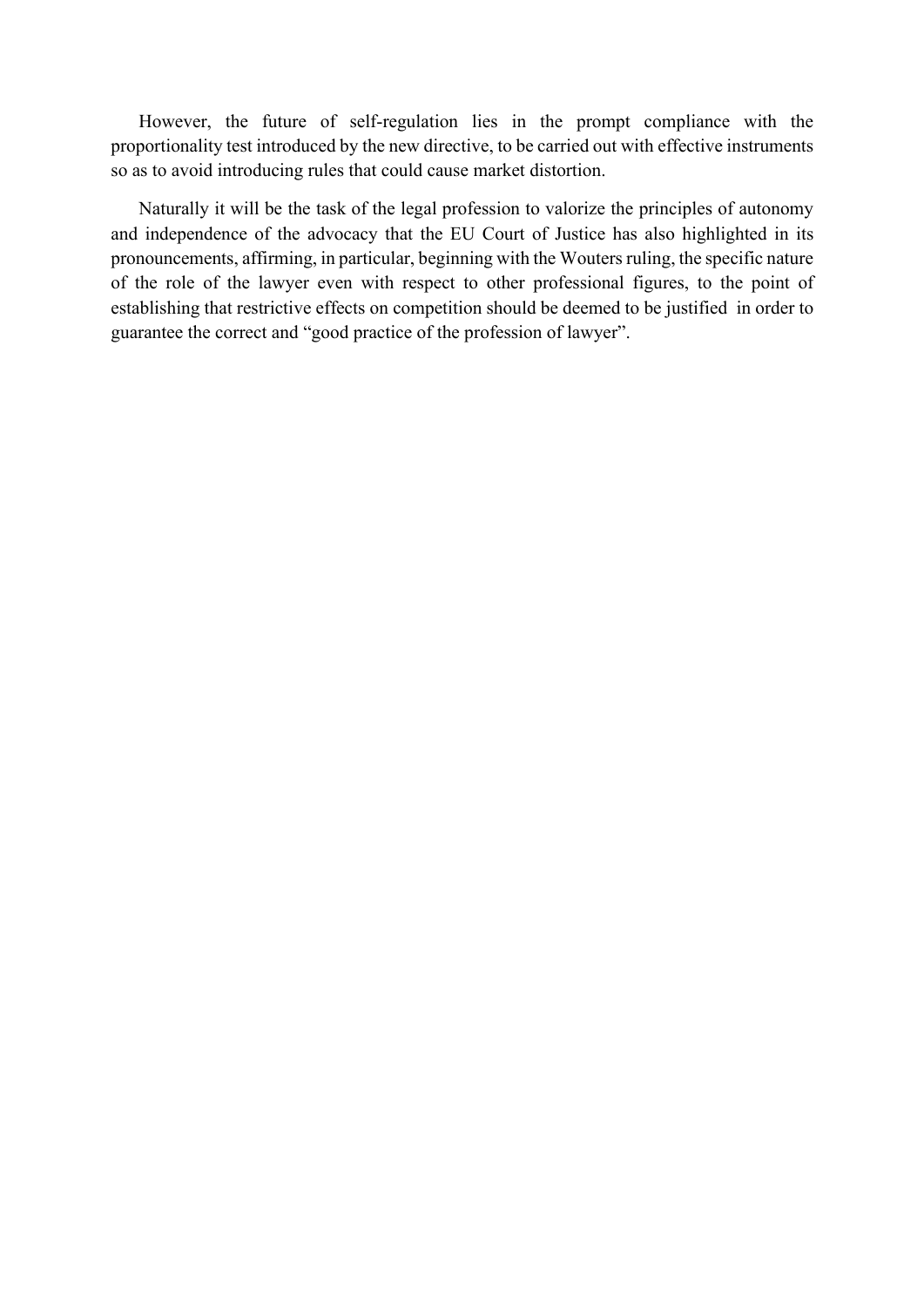However, the future of self-regulation lies in the prompt compliance with the proportionality test introduced by the new directive, to be carried out with effective instruments so as to avoid introducing rules that could cause market distortion.

Naturally it will be the task of the legal profession to valorize the principles of autonomy and independence of the advocacy that the EU Court of Justice has also highlighted in its pronouncements, affirming, in particular, beginning with the Wouters ruling, the specific nature of the role of the lawyer even with respect to other professional figures, to the point of establishing that restrictive effects on competition should be deemed to be justified in order to guarantee the correct and "good practice of the profession of lawyer".